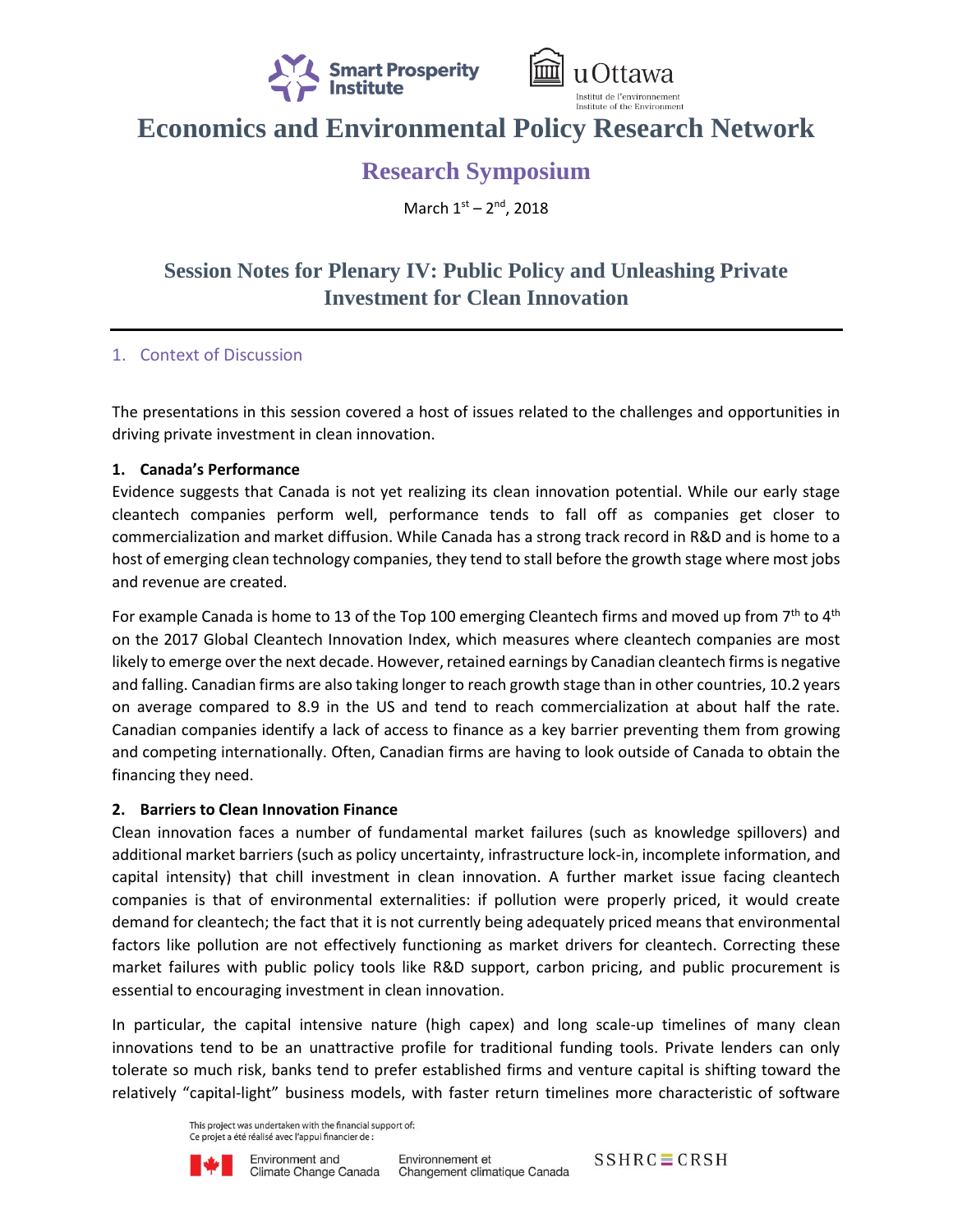# Economics and Environmental Policy Research Network

## Research Symposium

March 1st – 2nd, 2018

## Session Notes for Plenary IV: Public Policy and Unleashing Private Investment for Clean Innovation

### 1. Context of Discussion

The presentations in this session covered a host of issues related to the challenges and opportunities in driving private investment in clean innovation.

**1. Canada's Performance**

Evidence suggests that Canada is not yet realizing its clean innovation potential. While our early stage cleantech companies perform well, performance tends to fall off as companies get closer to commercialization and market diffusion. While Canada has a strong track record in R&D and is home to a host of emerging clean technology companies, they tend to stall before the growth stage where most jobs and revenue are created.

For example Canada is home to 13 of the Top 100 emerging Cleantech firms and moved up from 7th to 4th on the 2017 Global Cleantech Innovation Index, which measures where cleantech companies are most likely to emerge over the next decade. However, retained earnings by Canadian cleantech firms is negative and falling. Canadian firms are also taking longer to reach growth stage than in other countries, 10.2 years on average compared to 8.9 in the US and tend to reach commercialization at about half the rate. Canadian companies identify a lack of access to finance as a key barrier preventing them from growing and competing internationally. Often, Canadian firms are having to look outside of Canada to obtain the financing they need.

**2. Barriers to Clean Innovation Finance**

Clean innovation faces a number of fundamental market failures (such as knowledge spillovers) and additional market barriers (such as policy uncertainty, infrastructure lock-in, incomplete information, and capital intensity) that chill investment in clean innovation. A further market issue facing cleantech companies is that of environmental externalities: if pollution were properly priced, it would create demand for cleantech; the fact that it is not currently being adequately priced means that environmental factors like pollution are not effectively functioning as market drivers for cleantech. Correcting these market failures with public policy tools like R&D support, carbon pricing, and public procurement is essential to encouraging investment in clean innovation.

In particular, the capital intensive nature (high capex) and long scale-up timelines of many clean innovations tend to be an unattractive profile for traditional funding tools. Private lenders can only tolerate so much risk, banks tend to prefer established firms and venture capital is shifting toward the relatively "capital-light" business models, with faster return timelines more characteristic of software

This project was undertaken with the financial support of:
Ce projet a été réalisé avec l'appui financier de :

Environment and Climate Change Canada / Environnement et Changement climatique Canada — SSHRC ≡ CRSH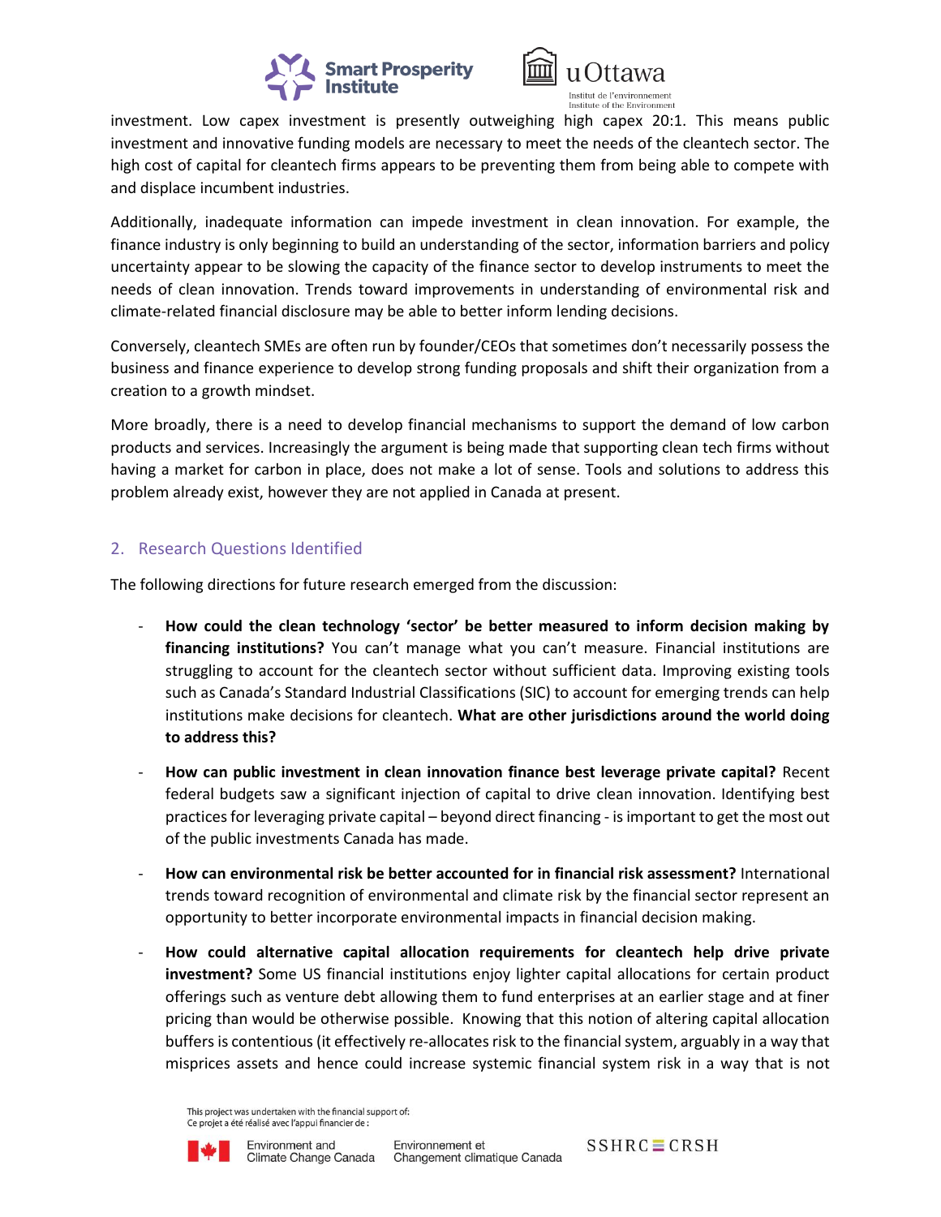investment. Low capex investment is presently outweighing high capex 20:1. This means public investment and innovative funding models are necessary to meet the needs of the cleantech sector. The high cost of capital for cleantech firms appears to be preventing them from being able to compete with and displace incumbent industries.

Additionally, inadequate information can impede investment in clean innovation. For example, the finance industry is only beginning to build an understanding of the sector, information barriers and policy uncertainty appear to be slowing the capacity of the finance sector to develop instruments to meet the needs of clean innovation. Trends toward improvements in understanding of environmental risk and climate-related financial disclosure may be able to better inform lending decisions.

Conversely, cleantech SMEs are often run by founder/CEOs that sometimes don't necessarily possess the business and finance experience to develop strong funding proposals and shift their organization from a creation to a growth mindset.

More broadly, there is a need to develop financial mechanisms to support the demand of low carbon products and services. Increasingly the argument is being made that supporting clean tech firms without having a market for carbon in place, does not make a lot of sense. Tools and solutions to address this problem already exist, however they are not applied in Canada at present.

## 2. Research Questions Identified

The following directions for future research emerged from the discussion:

- **How could the clean technology 'sector' be better measured to inform decision making by financing institutions?** You can't manage what you can't measure. Financial institutions are struggling to account for the cleantech sector without sufficient data. Improving existing tools such as Canada's Standard Industrial Classifications (SIC) to account for emerging trends can help institutions make decisions for cleantech. **What are other jurisdictions around the world doing to address this?**

- **How can public investment in clean innovation finance best leverage private capital?** Recent federal budgets saw a significant injection of capital to drive clean innovation. Identifying best practices for leveraging private capital – beyond direct financing - is important to get the most out of the public investments Canada has made.

- **How can environmental risk be better accounted for in financial risk assessment?** International trends toward recognition of environmental and climate risk by the financial sector represent an opportunity to better incorporate environmental impacts in financial decision making.

- **How could alternative capital allocation requirements for cleantech help drive private investment?** Some US financial institutions enjoy lighter capital allocations for certain product offerings such as venture debt allowing them to fund enterprises at an earlier stage and at finer pricing than would be otherwise possible. Knowing that this notion of altering capital allocation buffers is contentious (it effectively re-allocates risk to the financial system, arguably in a way that misprices assets and hence could increase systemic financial system risk in a way that is not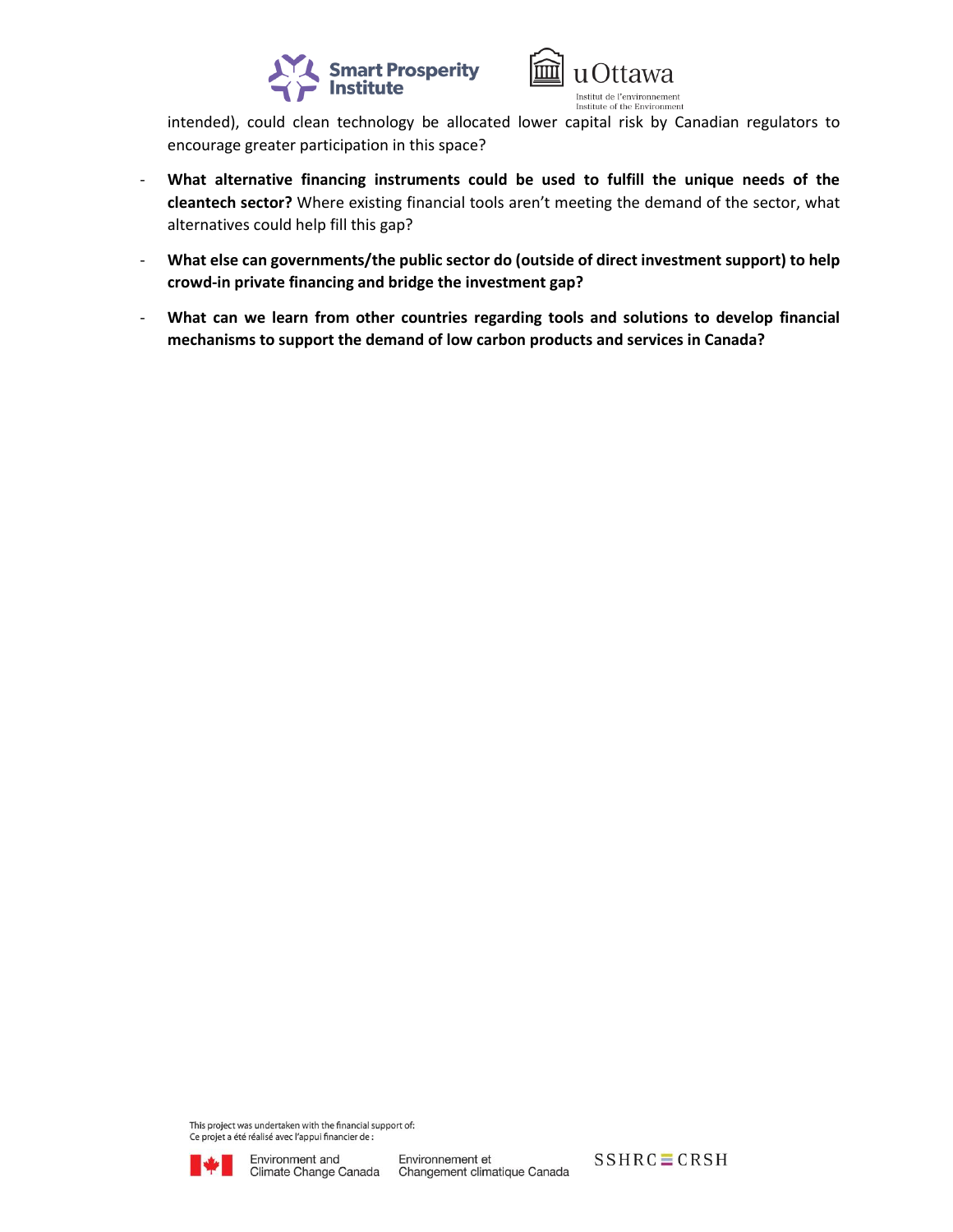intended), could clean technology be allocated lower capital risk by Canadian regulators to encourage greater participation in this space?

- **What alternative financing instruments could be used to fulfill the unique needs of the cleantech sector?** Where existing financial tools aren't meeting the demand of the sector, what alternatives could help fill this gap?
- **What else can governments/the public sector do (outside of direct investment support) to help crowd-in private financing and bridge the investment gap?**
- **What can we learn from other countries regarding tools and solutions to develop financial mechanisms to support the demand of low carbon products and services in Canada?**

This project was undertaken with the financial support of:
Ce projet a été réalisé avec l'appui financier de :

Environment and Climate Change Canada — Environnement et Changement climatique Canada

SSHRC ≡ CRSH